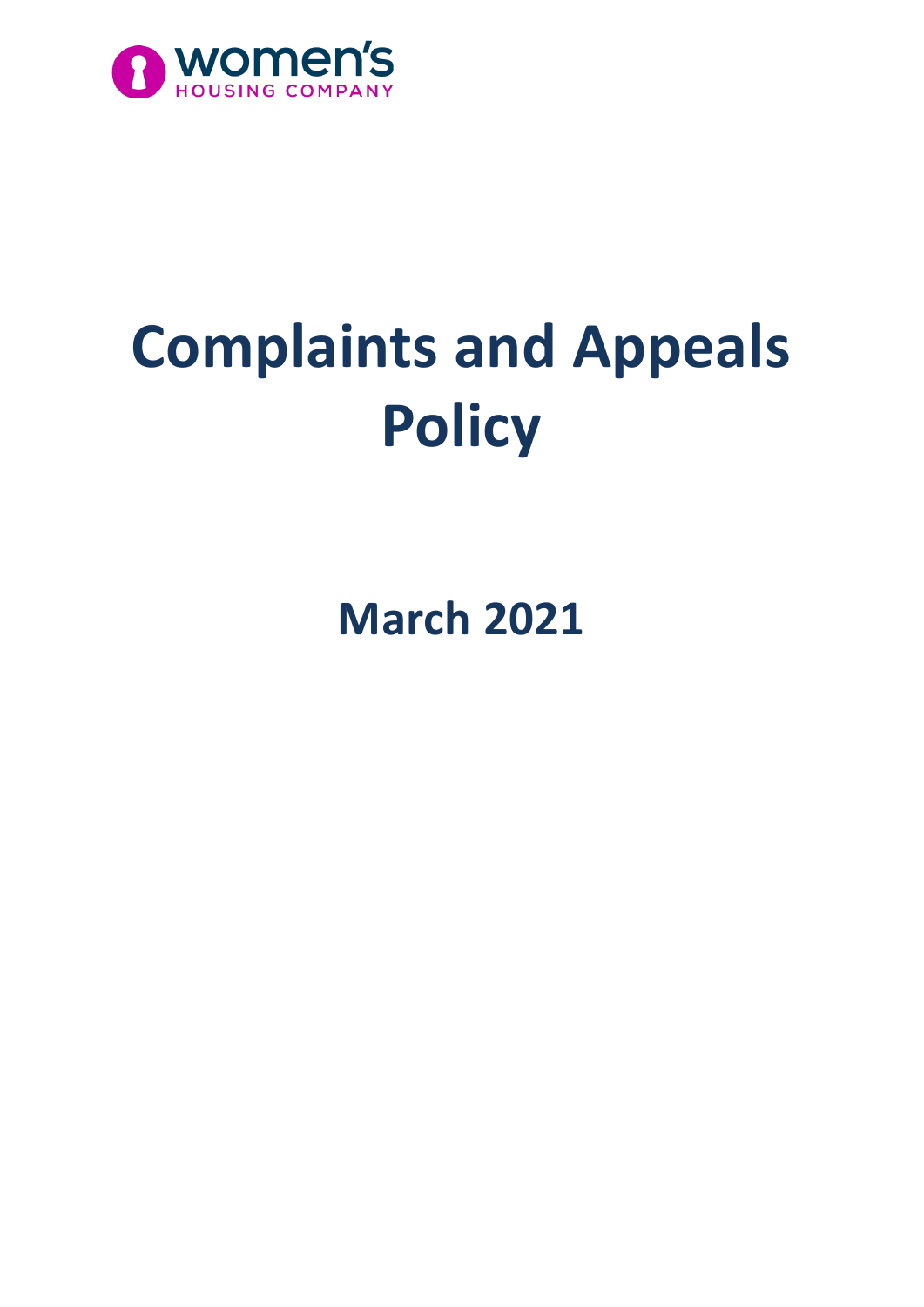women's
HOUSING COMPANY

# Complaints and Appeals Policy

## March 2021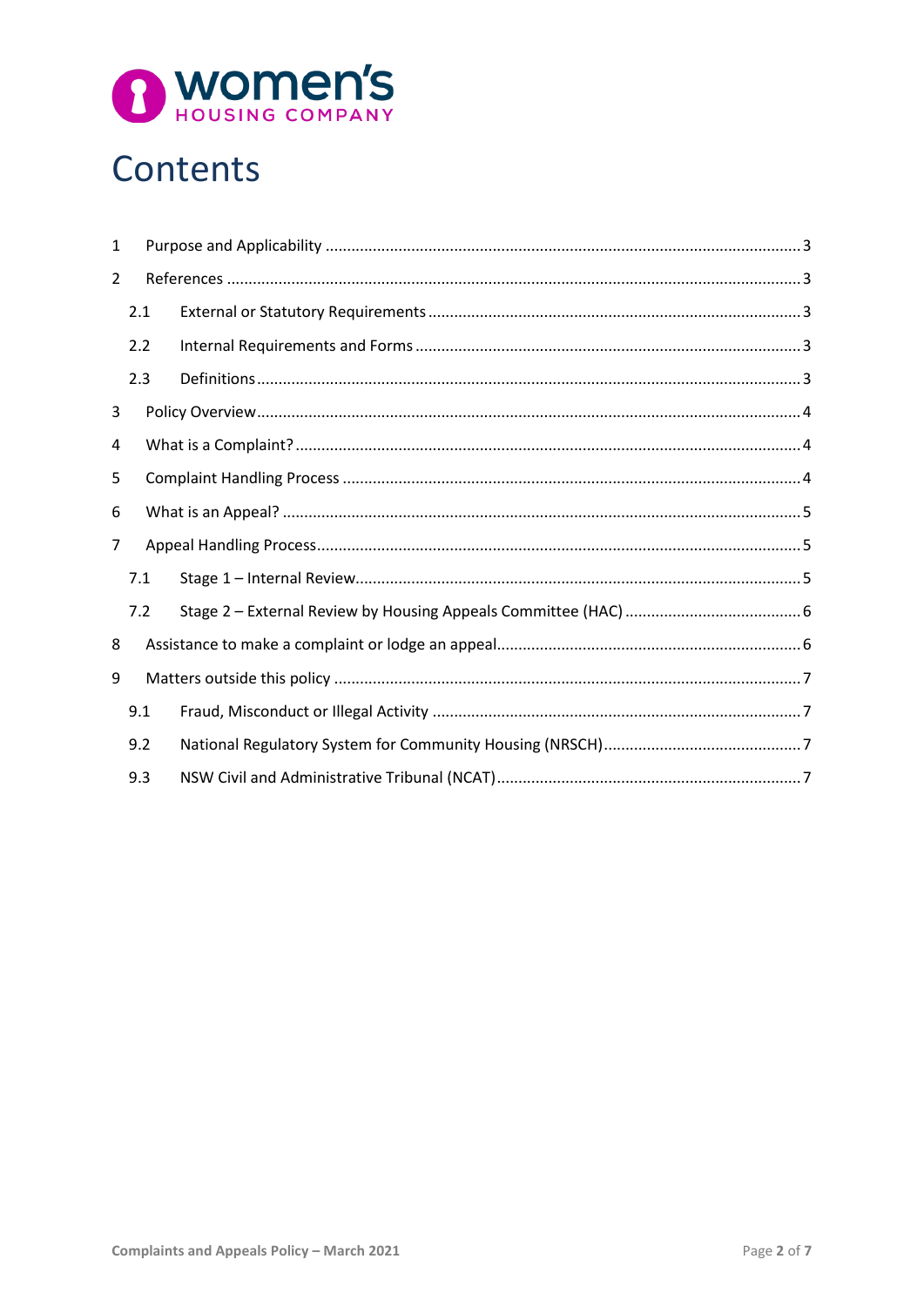# Contents

1 Purpose and Applicability ....................................................................................................... 3

2 References ................................................................................................................................. 3

  2.1 External or Statutory Requirements ................................................................................ 3

  2.2 Internal Requirements and Forms .................................................................................... 3

  2.3 Definitions ........................................................................................................................ 3

3 Policy Overview ......................................................................................................................... 4

4 What is a Complaint? ................................................................................................................ 4

5 Complaint Handling Process ..................................................................................................... 4

6 What is an Appeal? ................................................................................................................... 5

7 Appeal Handling Process ........................................................................................................... 5

  7.1 Stage 1 – Internal Review .................................................................................................. 5

  7.2 Stage 2 – External Review by Housing Appeals Committee (HAC) ...................................... 6

8 Assistance to make a complaint or lodge an appeal ................................................................. 6

9 Matters outside this policy ........................................................................................................ 7

  9.1 Fraud, Misconduct or Illegal Activity ................................................................................. 7

  9.2 National Regulatory System for Community Housing (NRSCH) .......................................... 7

  9.3 NSW Civil and Administrative Tribunal (NCAT) .................................................................. 7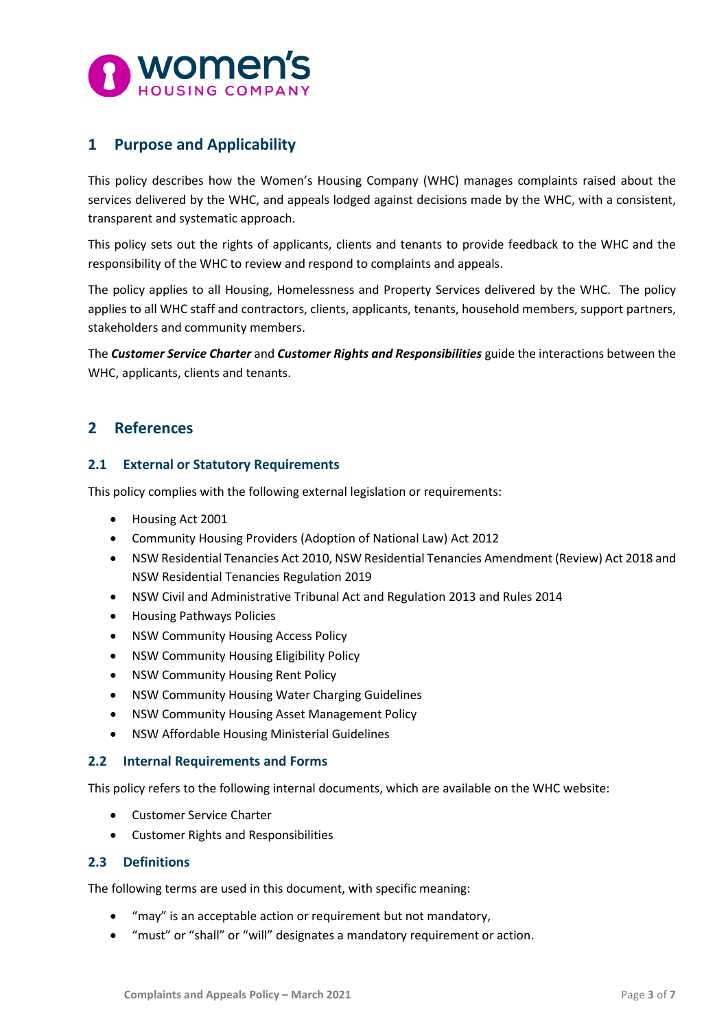## 1 Purpose and Applicability

This policy describes how the Women's Housing Company (WHC) manages complaints raised about the services delivered by the WHC, and appeals lodged against decisions made by the WHC, with a consistent, transparent and systematic approach.

This policy sets out the rights of applicants, clients and tenants to provide feedback to the WHC and the responsibility of the WHC to review and respond to complaints and appeals.

The policy applies to all Housing, Homelessness and Property Services delivered by the WHC. The policy applies to all WHC staff and contractors, clients, applicants, tenants, household members, support partners, stakeholders and community members.

The ***Customer Service Charter*** and ***Customer Rights and Responsibilities*** guide the interactions between the WHC, applicants, clients and tenants.

## 2 References

### 2.1 External or Statutory Requirements

This policy complies with the following external legislation or requirements:

- Housing Act 2001
- Community Housing Providers (Adoption of National Law) Act 2012
- NSW Residential Tenancies Act 2010, NSW Residential Tenancies Amendment (Review) Act 2018 and NSW Residential Tenancies Regulation 2019
- NSW Civil and Administrative Tribunal Act and Regulation 2013 and Rules 2014
- Housing Pathways Policies
- NSW Community Housing Access Policy
- NSW Community Housing Eligibility Policy
- NSW Community Housing Rent Policy
- NSW Community Housing Water Charging Guidelines
- NSW Community Housing Asset Management Policy
- NSW Affordable Housing Ministerial Guidelines

### 2.2 Internal Requirements and Forms

This policy refers to the following internal documents, which are available on the WHC website:

- Customer Service Charter
- Customer Rights and Responsibilities

### 2.3 Definitions

The following terms are used in this document, with specific meaning:

- "may" is an acceptable action or requirement but not mandatory,
- "must" or "shall" or "will" designates a mandatory requirement or action.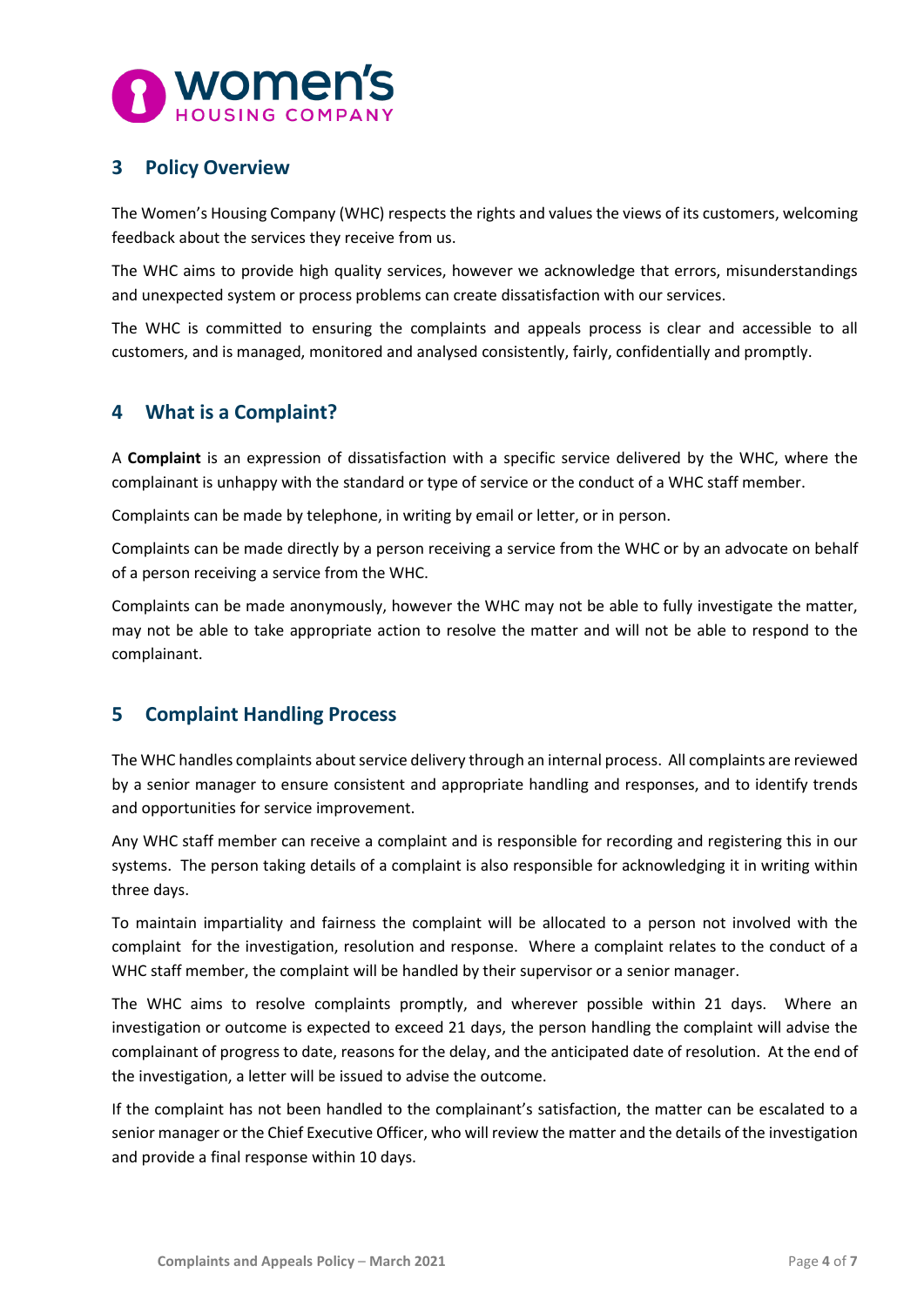## 3 Policy Overview

The Women's Housing Company (WHC) respects the rights and values the views of its customers, welcoming feedback about the services they receive from us.

The WHC aims to provide high quality services, however we acknowledge that errors, misunderstandings and unexpected system or process problems can create dissatisfaction with our services.

The WHC is committed to ensuring the complaints and appeals process is clear and accessible to all customers, and is managed, monitored and analysed consistently, fairly, confidentially and promptly.

## 4 What is a Complaint?

A **Complaint** is an expression of dissatisfaction with a specific service delivered by the WHC, where the complainant is unhappy with the standard or type of service or the conduct of a WHC staff member.

Complaints can be made by telephone, in writing by email or letter, or in person.

Complaints can be made directly by a person receiving a service from the WHC or by an advocate on behalf of a person receiving a service from the WHC.

Complaints can be made anonymously, however the WHC may not be able to fully investigate the matter, may not be able to take appropriate action to resolve the matter and will not be able to respond to the complainant.

## 5 Complaint Handling Process

The WHC handles complaints about service delivery through an internal process. All complaints are reviewed by a senior manager to ensure consistent and appropriate handling and responses, and to identify trends and opportunities for service improvement.

Any WHC staff member can receive a complaint and is responsible for recording and registering this in our systems. The person taking details of a complaint is also responsible for acknowledging it in writing within three days.

To maintain impartiality and fairness the complaint will be allocated to a person not involved with the complaint for the investigation, resolution and response. Where a complaint relates to the conduct of a WHC staff member, the complaint will be handled by their supervisor or a senior manager.

The WHC aims to resolve complaints promptly, and wherever possible within 21 days. Where an investigation or outcome is expected to exceed 21 days, the person handling the complaint will advise the complainant of progress to date, reasons for the delay, and the anticipated date of resolution. At the end of the investigation, a letter will be issued to advise the outcome.

If the complaint has not been handled to the complainant's satisfaction, the matter can be escalated to a senior manager or the Chief Executive Officer, who will review the matter and the details of the investigation and provide a final response within 10 days.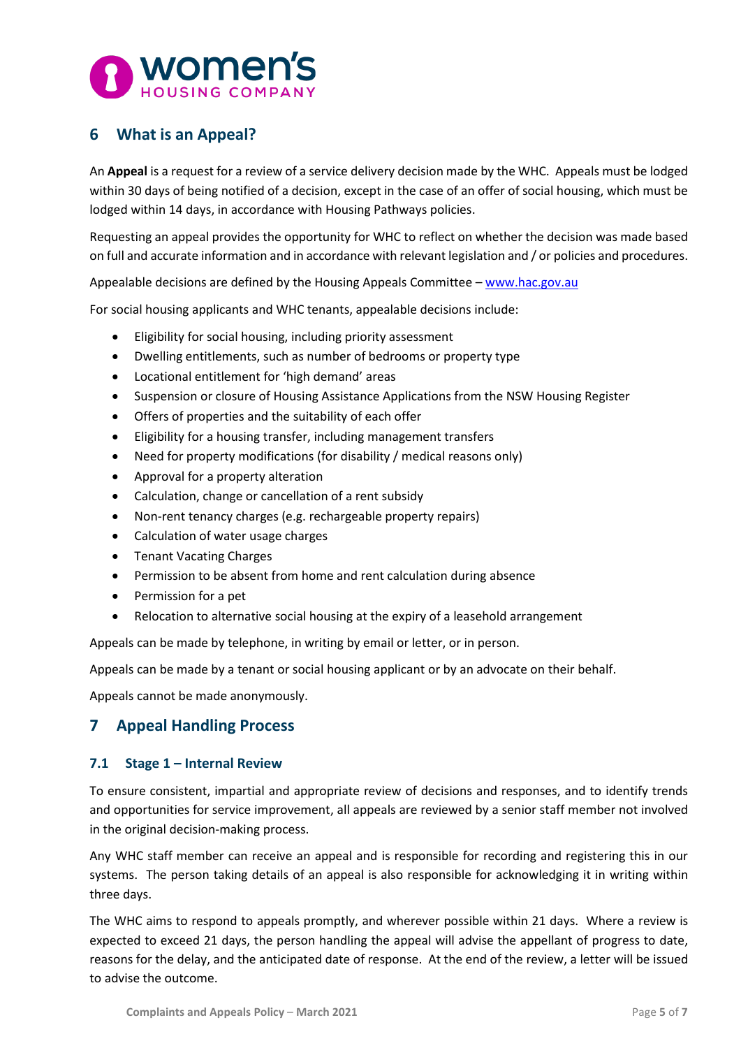## 6 What is an Appeal?

An **Appeal** is a request for a review of a service delivery decision made by the WHC. Appeals must be lodged within 30 days of being notified of a decision, except in the case of an offer of social housing, which must be lodged within 14 days, in accordance with Housing Pathways policies.

Requesting an appeal provides the opportunity for WHC to reflect on whether the decision was made based on full and accurate information and in accordance with relevant legislation and / or policies and procedures.

Appealable decisions are defined by the Housing Appeals Committee – www.hac.gov.au

For social housing applicants and WHC tenants, appealable decisions include:

- Eligibility for social housing, including priority assessment
- Dwelling entitlements, such as number of bedrooms or property type
- Locational entitlement for 'high demand' areas
- Suspension or closure of Housing Assistance Applications from the NSW Housing Register
- Offers of properties and the suitability of each offer
- Eligibility for a housing transfer, including management transfers
- Need for property modifications (for disability / medical reasons only)
- Approval for a property alteration
- Calculation, change or cancellation of a rent subsidy
- Non-rent tenancy charges (e.g. rechargeable property repairs)
- Calculation of water usage charges
- Tenant Vacating Charges
- Permission to be absent from home and rent calculation during absence
- Permission for a pet
- Relocation to alternative social housing at the expiry of a leasehold arrangement

Appeals can be made by telephone, in writing by email or letter, or in person.

Appeals can be made by a tenant or social housing applicant or by an advocate on their behalf.

Appeals cannot be made anonymously.

## 7 Appeal Handling Process

### 7.1 Stage 1 – Internal Review

To ensure consistent, impartial and appropriate review of decisions and responses, and to identify trends and opportunities for service improvement, all appeals are reviewed by a senior staff member not involved in the original decision-making process.

Any WHC staff member can receive an appeal and is responsible for recording and registering this in our systems. The person taking details of an appeal is also responsible for acknowledging it in writing within three days.

The WHC aims to respond to appeals promptly, and wherever possible within 21 days. Where a review is expected to exceed 21 days, the person handling the appeal will advise the appellant of progress to date, reasons for the delay, and the anticipated date of response. At the end of the review, a letter will be issued to advise the outcome.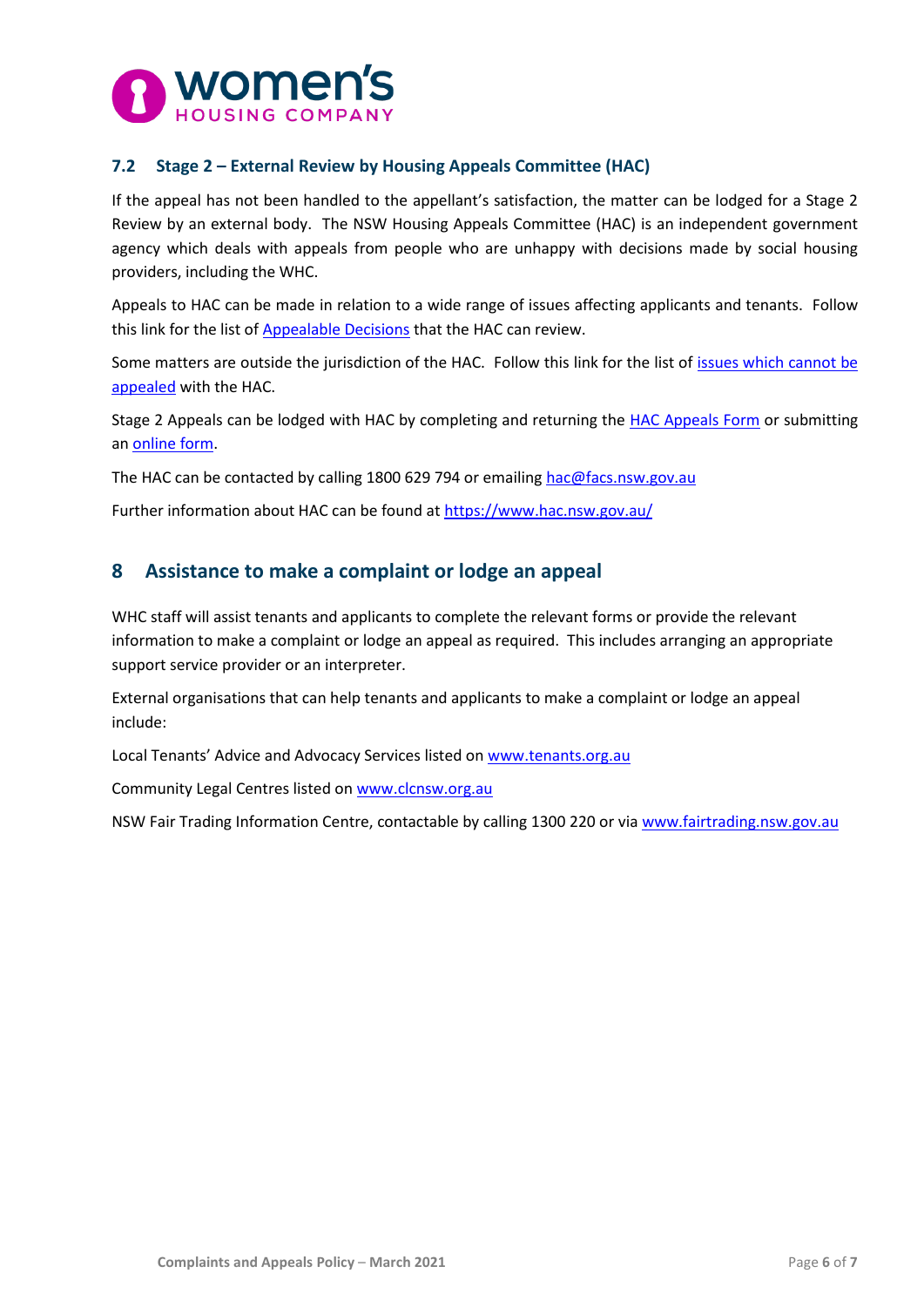### 7.2 Stage 2 – External Review by Housing Appeals Committee (HAC)

If the appeal has not been handled to the appellant's satisfaction, the matter can be lodged for a Stage 2 Review by an external body. The NSW Housing Appeals Committee (HAC) is an independent government agency which deals with appeals from people who are unhappy with decisions made by social housing providers, including the WHC.

Appeals to HAC can be made in relation to a wide range of issues affecting applicants and tenants. Follow this link for the list of Appealable Decisions that the HAC can review.

Some matters are outside the jurisdiction of the HAC. Follow this link for the list of issues which cannot be appealed with the HAC.

Stage 2 Appeals can be lodged with HAC by completing and returning the HAC Appeals Form or submitting an online form.

The HAC can be contacted by calling 1800 629 794 or emailing hac@facs.nsw.gov.au

Further information about HAC can be found at https://www.hac.nsw.gov.au/

## 8 Assistance to make a complaint or lodge an appeal

WHC staff will assist tenants and applicants to complete the relevant forms or provide the relevant information to make a complaint or lodge an appeal as required. This includes arranging an appropriate support service provider or an interpreter.

External organisations that can help tenants and applicants to make a complaint or lodge an appeal include:

Local Tenants' Advice and Advocacy Services listed on www.tenants.org.au

Community Legal Centres listed on www.clcnsw.org.au

NSW Fair Trading Information Centre, contactable by calling 1300 220 or via www.fairtrading.nsw.gov.au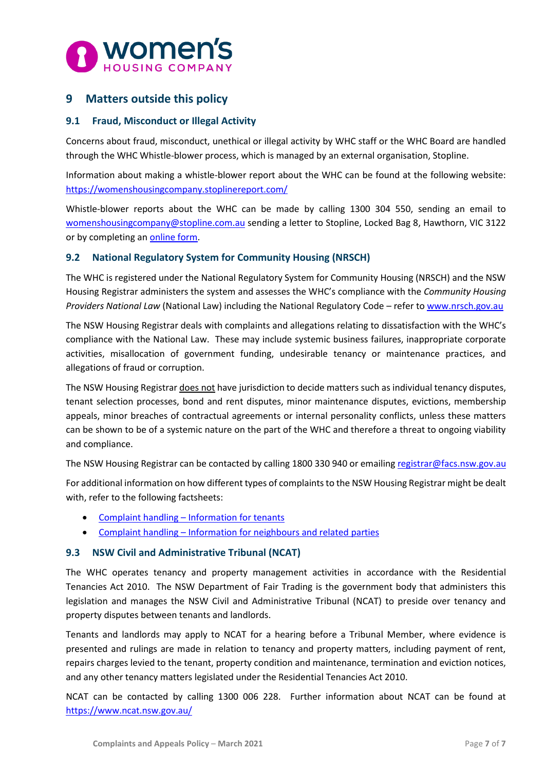## 9 Matters outside this policy

### 9.1 Fraud, Misconduct or Illegal Activity

Concerns about fraud, misconduct, unethical or illegal activity by WHC staff or the WHC Board are handled through the WHC Whistle-blower process, which is managed by an external organisation, Stopline.

Information about making a whistle-blower report about the WHC can be found at the following website: https://womenshousingcompany.stoplinereport.com/

Whistle-blower reports about the WHC can be made by calling 1300 304 550, sending an email to womenshousingcompany@stopline.com.au sending a letter to Stopline, Locked Bag 8, Hawthorn, VIC 3122 or by completing an online form.

### 9.2 National Regulatory System for Community Housing (NRSCH)

The WHC is registered under the National Regulatory System for Community Housing (NRSCH) and the NSW Housing Registrar administers the system and assesses the WHC's compliance with the *Community Housing Providers National Law* (National Law) including the National Regulatory Code – refer to www.nrsch.gov.au

The NSW Housing Registrar deals with complaints and allegations relating to dissatisfaction with the WHC's compliance with the National Law. These may include systemic business failures, inappropriate corporate activities, misallocation of government funding, undesirable tenancy or maintenance practices, and allegations of fraud or corruption.

The NSW Housing Registrar does not have jurisdiction to decide matters such as individual tenancy disputes, tenant selection processes, bond and rent disputes, minor maintenance disputes, evictions, membership appeals, minor breaches of contractual agreements or internal personality conflicts, unless these matters can be shown to be of a systemic nature on the part of the WHC and therefore a threat to ongoing viability and compliance.

The NSW Housing Registrar can be contacted by calling 1800 330 940 or emailing registrar@facs.nsw.gov.au

For additional information on how different types of complaints to the NSW Housing Registrar might be dealt with, refer to the following factsheets:

- Complaint handling – Information for tenants
- Complaint handling – Information for neighbours and related parties

### 9.3 NSW Civil and Administrative Tribunal (NCAT)

The WHC operates tenancy and property management activities in accordance with the Residential Tenancies Act 2010. The NSW Department of Fair Trading is the government body that administers this legislation and manages the NSW Civil and Administrative Tribunal (NCAT) to preside over tenancy and property disputes between tenants and landlords.

Tenants and landlords may apply to NCAT for a hearing before a Tribunal Member, where evidence is presented and rulings are made in relation to tenancy and property matters, including payment of rent, repairs charges levied to the tenant, property condition and maintenance, termination and eviction notices, and any other tenancy matters legislated under the Residential Tenancies Act 2010.

NCAT can be contacted by calling 1300 006 228. Further information about NCAT can be found at https://www.ncat.nsw.gov.au/